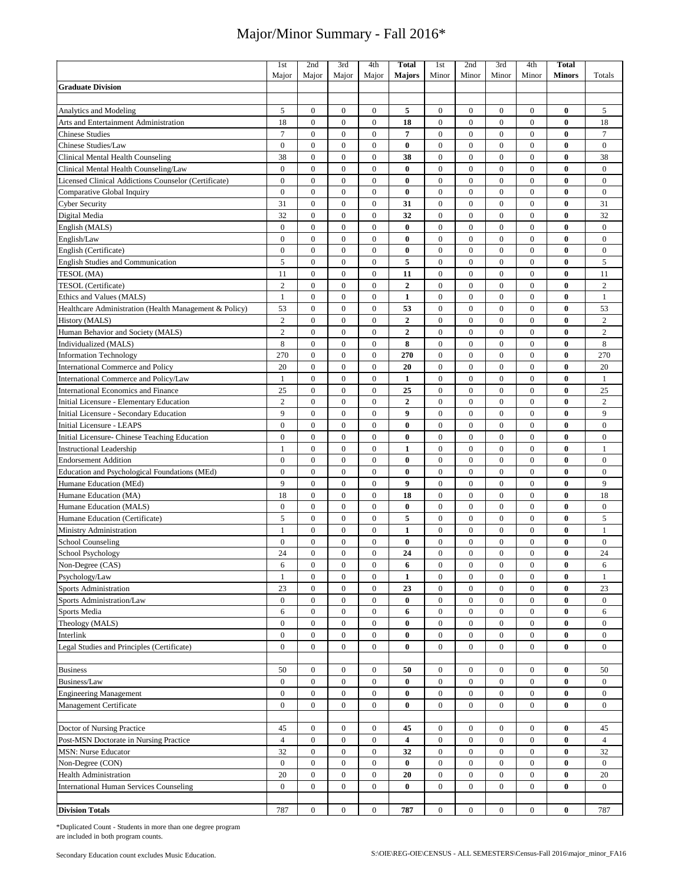# Major/Minor Summary - Fall 2016*

| | 1st Major | 2nd Major | 3rd Major | 4th Major | **Total Majors** | 1st Minor | 2nd Minor | 3rd Minor | 4th Minor | **Total Minors** | Totals |
|---|---|---|---|---|---|---|---|---|---|---|---|
| **Graduate Division** | | | | | | | | | | | |
| | | | | | | | | | | | |
| Analytics and Modeling | 5 | 0 | 0 | 0 | **5** | 0 | 0 | 0 | 0 | **0** | 5 |
| Arts and Entertainment Administration | 18 | 0 | 0 | 0 | **18** | 0 | 0 | 0 | 0 | **0** | 18 |
| Chinese Studies | 7 | 0 | 0 | 0 | **7** | 0 | 0 | 0 | 0 | **0** | 7 |
| Chinese Studies/Law | 0 | 0 | 0 | 0 | **0** | 0 | 0 | 0 | 0 | **0** | 0 |
| Clinical Mental Health Counseling | 38 | 0 | 0 | 0 | **38** | 0 | 0 | 0 | 0 | **0** | 38 |
| Clinical Mental Health Counseling/Law | 0 | 0 | 0 | 0 | **0** | 0 | 0 | 0 | 0 | **0** | 0 |
| Licensed Clinical Addictions Counselor (Certificate) | 0 | 0 | 0 | 0 | **0** | 0 | 0 | 0 | 0 | **0** | 0 |
| Comparative Global Inquiry | 0 | 0 | 0 | 0 | **0** | 0 | 0 | 0 | 0 | **0** | 0 |
| Cyber Security | 31 | 0 | 0 | 0 | **31** | 0 | 0 | 0 | 0 | **0** | 31 |
| Digital Media | 32 | 0 | 0 | 0 | **32** | 0 | 0 | 0 | 0 | **0** | 32 |
| English (MALS) | 0 | 0 | 0 | 0 | **0** | 0 | 0 | 0 | 0 | **0** | 0 |
| English/Law | 0 | 0 | 0 | 0 | **0** | 0 | 0 | 0 | 0 | **0** | 0 |
| English (Certificate) | 0 | 0 | 0 | 0 | **0** | 0 | 0 | 0 | 0 | **0** | 0 |
| English Studies and Communication | 5 | 0 | 0 | 0 | **5** | 0 | 0 | 0 | 0 | **0** | 5 |
| TESOL (MA) | 11 | 0 | 0 | 0 | **11** | 0 | 0 | 0 | 0 | **0** | 11 |
| TESOL (Certificate) | 2 | 0 | 0 | 0 | **2** | 0 | 0 | 0 | 0 | **0** | 2 |
| Ethics and Values (MALS) | 1 | 0 | 0 | 0 | **1** | 0 | 0 | 0 | 0 | **0** | 1 |
| Healthcare Administration (Health Management & Policy) | 53 | 0 | 0 | 0 | **53** | 0 | 0 | 0 | 0 | **0** | 53 |
| History (MALS) | 2 | 0 | 0 | 0 | **2** | 0 | 0 | 0 | 0 | **0** | 2 |
| Human Behavior and Society (MALS) | 2 | 0 | 0 | 0 | **2** | 0 | 0 | 0 | 0 | **0** | 2 |
| Individualized (MALS) | 8 | 0 | 0 | 0 | **8** | 0 | 0 | 0 | 0 | **0** | 8 |
| Information Technology | 270 | 0 | 0 | 0 | **270** | 0 | 0 | 0 | 0 | **0** | 270 |
| International Commerce and Policy | 20 | 0 | 0 | 0 | **20** | 0 | 0 | 0 | 0 | **0** | 20 |
| International Commerce and Policy/Law | 1 | 0 | 0 | 0 | **1** | 0 | 0 | 0 | 0 | **0** | 1 |
| International Economics and Finance | 25 | 0 | 0 | 0 | **25** | 0 | 0 | 0 | 0 | **0** | 25 |
| Initial Licensure - Elementary Education | 2 | 0 | 0 | 0 | **2** | 0 | 0 | 0 | 0 | **0** | 2 |
| Initial Licensure - Secondary Education | 9 | 0 | 0 | 0 | **9** | 0 | 0 | 0 | 0 | **0** | 9 |
| Initial Licensure - LEAPS | 0 | 0 | 0 | 0 | **0** | 0 | 0 | 0 | 0 | **0** | 0 |
| Initial Licensure- Chinese Teaching Education | 0 | 0 | 0 | 0 | **0** | 0 | 0 | 0 | 0 | **0** | 0 |
| Instructional Leadership | 1 | 0 | 0 | 0 | **1** | 0 | 0 | 0 | 0 | **0** | 1 |
| Endorsement Addition | 0 | 0 | 0 | 0 | **0** | 0 | 0 | 0 | 0 | **0** | 0 |
| Education and Psychological Foundations (MEd) | 0 | 0 | 0 | 0 | **0** | 0 | 0 | 0 | 0 | **0** | 0 |
| Humane Education (MEd) | 9 | 0 | 0 | 0 | **9** | 0 | 0 | 0 | 0 | **0** | 9 |
| Humane Education (MA) | 18 | 0 | 0 | 0 | **18** | 0 | 0 | 0 | 0 | **0** | 18 |
| Humane Education (MALS) | 0 | 0 | 0 | 0 | **0** | 0 | 0 | 0 | 0 | **0** | 0 |
| Humane Education (Certificate) | 5 | 0 | 0 | 0 | **5** | 0 | 0 | 0 | 0 | **0** | 5 |
| Ministry Administration | 1 | 0 | 0 | 0 | **1** | 0 | 0 | 0 | 0 | **0** | 1 |
| School Counseling | 0 | 0 | 0 | 0 | **0** | 0 | 0 | 0 | 0 | **0** | 0 |
| School Psychology | 24 | 0 | 0 | 0 | **24** | 0 | 0 | 0 | 0 | **0** | 24 |
| Non-Degree (CAS) | 6 | 0 | 0 | 0 | **6** | 0 | 0 | 0 | 0 | **0** | 6 |
| Psychology/Law | 1 | 0 | 0 | 0 | **1** | 0 | 0 | 0 | 0 | **0** | 1 |
| Sports Administration | 23 | 0 | 0 | 0 | **23** | 0 | 0 | 0 | 0 | **0** | 23 |
| Sports Administration/Law | 0 | 0 | 0 | 0 | **0** | 0 | 0 | 0 | 0 | **0** | 0 |
| Sports Media | 6 | 0 | 0 | 0 | **6** | 0 | 0 | 0 | 0 | **0** | 6 |
| Theology (MALS) | 0 | 0 | 0 | 0 | **0** | 0 | 0 | 0 | 0 | **0** | 0 |
| Interlink | 0 | 0 | 0 | 0 | **0** | 0 | 0 | 0 | 0 | **0** | 0 |
| Legal Studies and Principles (Certificate) | 0 | 0 | 0 | 0 | **0** | 0 | 0 | 0 | 0 | **0** | 0 |
| | | | | | | | | | | | |
| Business | 50 | 0 | 0 | 0 | **50** | 0 | 0 | 0 | 0 | **0** | 50 |
| Business/Law | 0 | 0 | 0 | 0 | **0** | 0 | 0 | 0 | 0 | **0** | 0 |
| Engineering Management | 0 | 0 | 0 | 0 | **0** | 0 | 0 | 0 | 0 | **0** | 0 |
| Management Certificate | 0 | 0 | 0 | 0 | **0** | 0 | 0 | 0 | 0 | **0** | 0 |
| | | | | | | | | | | | |
| Doctor of Nursing Practice | 45 | 0 | 0 | 0 | **45** | 0 | 0 | 0 | 0 | **0** | 45 |
| Post-MSN Doctorate in Nursing Practice | 4 | 0 | 0 | 0 | **4** | 0 | 0 | 0 | 0 | **0** | 4 |
| MSN: Nurse Educator | 32 | 0 | 0 | 0 | **32** | 0 | 0 | 0 | 0 | **0** | 32 |
| Non-Degree (CON) | 0 | 0 | 0 | 0 | **0** | 0 | 0 | 0 | 0 | **0** | 0 |
| Health Administration | 20 | 0 | 0 | 0 | **20** | 0 | 0 | 0 | 0 | **0** | 20 |
| International Human Services Counseling | 0 | 0 | 0 | 0 | **0** | 0 | 0 | 0 | 0 | **0** | 0 |
| | | | | | | | | | | | |
| **Division Totals** | 787 | 0 | 0 | 0 | **787** | 0 | 0 | 0 | 0 | **0** | 787 |

*Duplicated Count - Students in more than one degree program are included in both program counts.

Secondary Education count excludes Music Education.

S:\OIE\REG-OIE\CENSUS - ALL SEMESTERS\Census-Fall 2016\major_minor_FA16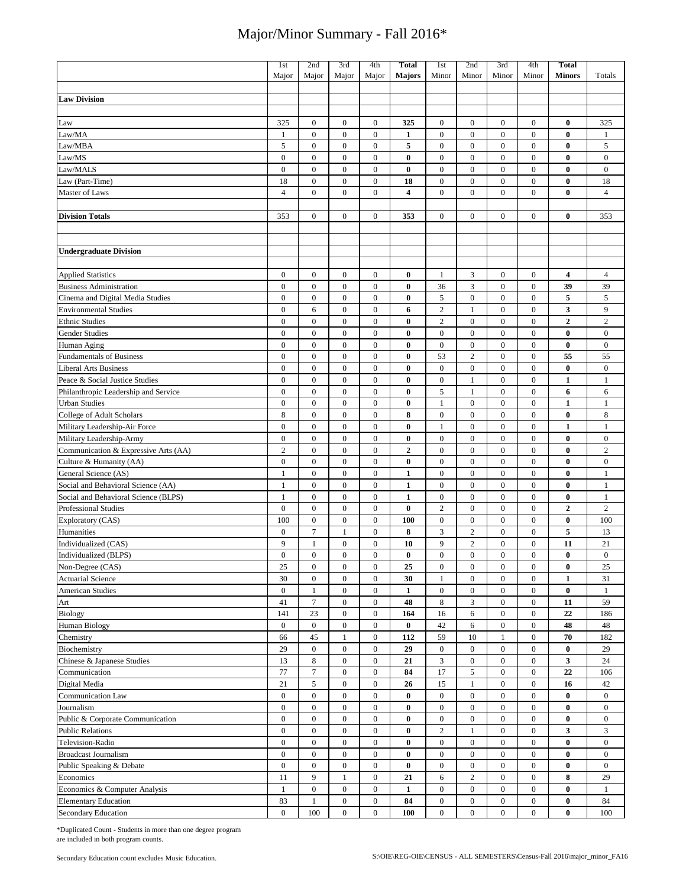# Major/Minor Summary - Fall 2016*

| | 1st Major | 2nd Major | 3rd Major | 4th Major | Total Majors | 1st Minor | 2nd Minor | 3rd Minor | 4th Minor | Total Minors | Totals |
|---|---|---|---|---|---|---|---|---|---|---|---|
| **Law Division** | | | | | | | | | | | |
| Law | 325 | 0 | 0 | 0 | **325** | 0 | 0 | 0 | 0 | **0** | 325 |
| Law/MA | 1 | 0 | 0 | 0 | **1** | 0 | 0 | 0 | 0 | **0** | 1 |
| Law/MBA | 5 | 0 | 0 | 0 | **5** | 0 | 0 | 0 | 0 | **0** | 5 |
| Law/MS | 0 | 0 | 0 | 0 | **0** | 0 | 0 | 0 | 0 | **0** | 0 |
| Law/MALS | 0 | 0 | 0 | 0 | **0** | 0 | 0 | 0 | 0 | **0** | 0 |
| Law (Part-Time) | 18 | 0 | 0 | 0 | **18** | 0 | 0 | 0 | 0 | **0** | 18 |
| Master of Laws | 4 | 0 | 0 | 0 | **4** | 0 | 0 | 0 | 0 | **0** | 4 |
| **Division Totals** | 353 | 0 | 0 | 0 | **353** | 0 | 0 | 0 | 0 | **0** | 353 |
| **Undergraduate Division** | | | | | | | | | | | |
| Applied Statistics | 0 | 0 | 0 | 0 | **0** | 1 | 3 | 0 | 0 | **4** | 4 |
| Business Administration | 0 | 0 | 0 | 0 | **0** | 36 | 3 | 0 | 0 | **39** | 39 |
| Cinema and Digital Media Studies | 0 | 0 | 0 | 0 | **0** | 5 | 0 | 0 | 0 | **5** | 5 |
| Environmental Studies | 0 | 6 | 0 | 0 | **6** | 2 | 1 | 0 | 0 | **3** | 9 |
| Ethnic Studies | 0 | 0 | 0 | 0 | **0** | 2 | 0 | 0 | 0 | **2** | 2 |
| Gender Studies | 0 | 0 | 0 | 0 | **0** | 0 | 0 | 0 | 0 | **0** | 0 |
| Human Aging | 0 | 0 | 0 | 0 | **0** | 0 | 0 | 0 | 0 | **0** | 0 |
| Fundamentals of Business | 0 | 0 | 0 | 0 | **0** | 53 | 2 | 0 | 0 | **55** | 55 |
| Liberal Arts Business | 0 | 0 | 0 | 0 | **0** | 0 | 0 | 0 | 0 | **0** | 0 |
| Peace & Social Justice Studies | 0 | 0 | 0 | 0 | **0** | 0 | 1 | 0 | 0 | **1** | 1 |
| Philanthropic Leadership and Service | 0 | 0 | 0 | 0 | **0** | 5 | 1 | 0 | 0 | **6** | 6 |
| Urban Studies | 0 | 0 | 0 | 0 | **0** | 1 | 0 | 0 | 0 | **1** | 1 |
| College of Adult Scholars | 8 | 0 | 0 | 0 | **8** | 0 | 0 | 0 | 0 | **0** | 8 |
| Military Leadership-Air Force | 0 | 0 | 0 | 0 | **0** | 1 | 0 | 0 | 0 | **1** | 1 |
| Military Leadership-Army | 0 | 0 | 0 | 0 | **0** | 0 | 0 | 0 | 0 | **0** | 0 |
| Communication & Expressive Arts (AA) | 2 | 0 | 0 | 0 | **2** | 0 | 0 | 0 | 0 | **0** | 2 |
| Culture & Humanity (AA) | 0 | 0 | 0 | 0 | **0** | 0 | 0 | 0 | 0 | **0** | 0 |
| General Science (AS) | 1 | 0 | 0 | 0 | **1** | 0 | 0 | 0 | 0 | **0** | 1 |
| Social and Behavioral Science (AA) | 1 | 0 | 0 | 0 | **1** | 0 | 0 | 0 | 0 | **0** | 1 |
| Social and Behavioral Science (BLPS) | 1 | 0 | 0 | 0 | **1** | 0 | 0 | 0 | 0 | **0** | 1 |
| Professional Studies | 0 | 0 | 0 | 0 | **0** | 2 | 0 | 0 | 0 | **2** | 2 |
| Exploratory (CAS) | 100 | 0 | 0 | 0 | **100** | 0 | 0 | 0 | 0 | **0** | 100 |
| Humanities | 0 | 7 | 1 | 0 | **8** | 3 | 2 | 0 | 0 | **5** | 13 |
| Individualized (CAS) | 9 | 1 | 0 | 0 | **10** | 9 | 2 | 0 | 0 | **11** | 21 |
| Individualized (BLPS) | 0 | 0 | 0 | 0 | **0** | 0 | 0 | 0 | 0 | **0** | 0 |
| Non-Degree (CAS) | 25 | 0 | 0 | 0 | **25** | 0 | 0 | 0 | 0 | **0** | 25 |
| Actuarial Science | 30 | 0 | 0 | 0 | **30** | 1 | 0 | 0 | 0 | **1** | 31 |
| American Studies | 0 | 1 | 0 | 0 | **1** | 0 | 0 | 0 | 0 | **0** | 1 |
| Art | 41 | 7 | 0 | 0 | **48** | 8 | 3 | 0 | 0 | **11** | 59 |
| Biology | 141 | 23 | 0 | 0 | **164** | 16 | 6 | 0 | 0 | **22** | 186 |
| Human Biology | 0 | 0 | 0 | 0 | **0** | 42 | 6 | 0 | 0 | **48** | 48 |
| Chemistry | 66 | 45 | 1 | 0 | **112** | 59 | 10 | 1 | 0 | **70** | 182 |
| Biochemistry | 29 | 0 | 0 | 0 | **29** | 0 | 0 | 0 | 0 | **0** | 29 |
| Chinese & Japanese Studies | 13 | 8 | 0 | 0 | **21** | 3 | 0 | 0 | 0 | **3** | 24 |
| Communication | 77 | 7 | 0 | 0 | **84** | 17 | 5 | 0 | 0 | **22** | 106 |
| Digital Media | 21 | 5 | 0 | 0 | **26** | 15 | 1 | 0 | 0 | **16** | 42 |
| Communication Law | 0 | 0 | 0 | 0 | **0** | 0 | 0 | 0 | 0 | **0** | 0 |
| Journalism | 0 | 0 | 0 | 0 | **0** | 0 | 0 | 0 | 0 | **0** | 0 |
| Public & Corporate Communication | 0 | 0 | 0 | 0 | **0** | 0 | 0 | 0 | 0 | **0** | 0 |
| Public Relations | 0 | 0 | 0 | 0 | **0** | 2 | 1 | 0 | 0 | **3** | 3 |
| Television-Radio | 0 | 0 | 0 | 0 | **0** | 0 | 0 | 0 | 0 | **0** | 0 |
| Broadcast Journalism | 0 | 0 | 0 | 0 | **0** | 0 | 0 | 0 | 0 | **0** | 0 |
| Public Speaking & Debate | 0 | 0 | 0 | 0 | **0** | 0 | 0 | 0 | 0 | **0** | 0 |
| Economics | 11 | 9 | 1 | 0 | **21** | 6 | 2 | 0 | 0 | **8** | 29 |
| Economics & Computer Analysis | 1 | 0 | 0 | 0 | **1** | 0 | 0 | 0 | 0 | **0** | 1 |
| Elementary Education | 83 | 1 | 0 | 0 | **84** | 0 | 0 | 0 | 0 | **0** | 84 |
| Secondary Education | 0 | 100 | 0 | 0 | **100** | 0 | 0 | 0 | 0 | **0** | 100 |

*Duplicated Count - Students in more than one degree program are included in both program counts.

Secondary Education count excludes Music Education.

S:\OIE\REG-OIE\CENSUS - ALL SEMESTERS\Census-Fall 2016\major_minor_FA16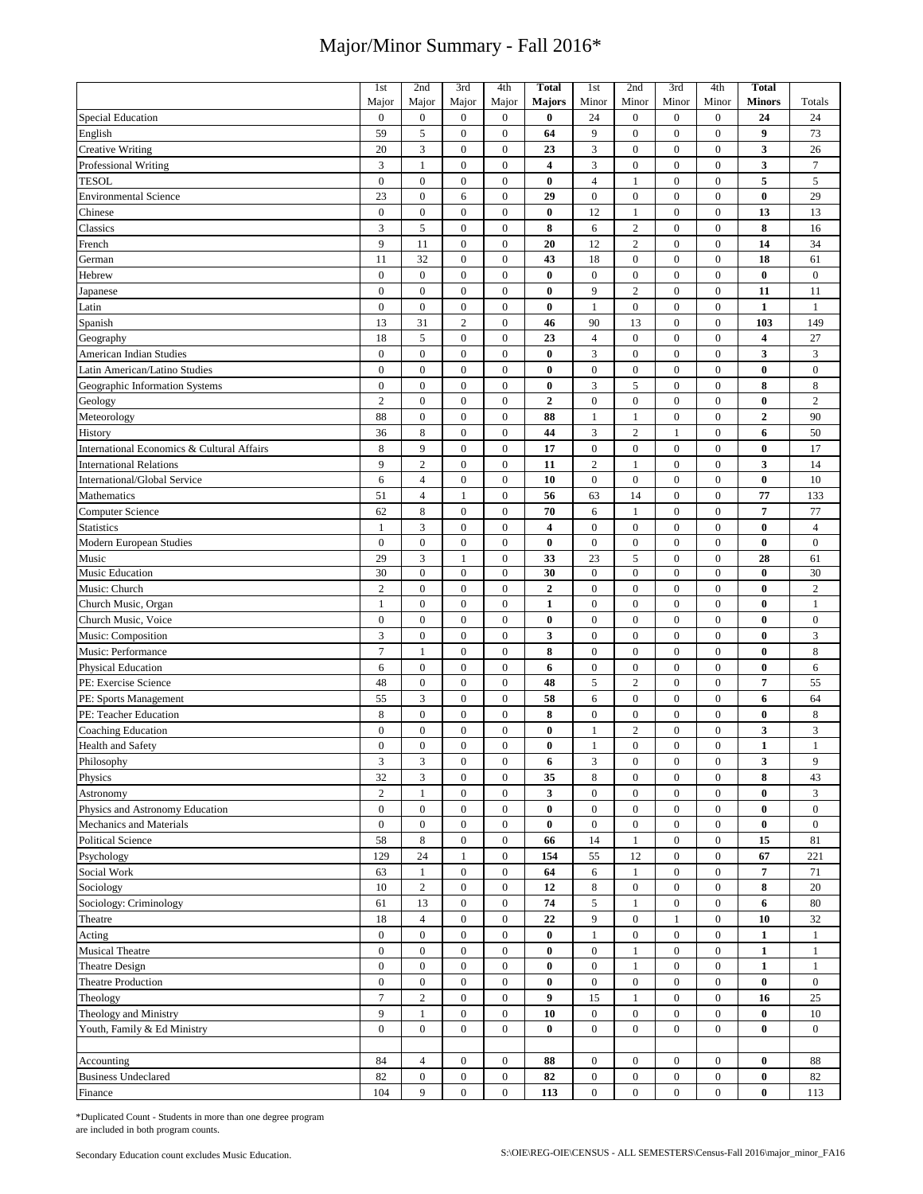# Major/Minor Summary - Fall 2016*

| | 1st Major | 2nd Major | 3rd Major | 4th Major | **Total Majors** | 1st Minor | 2nd Minor | 3rd Minor | 4th Minor | **Total Minors** | Totals |
|---|---|---|---|---|---|---|---|---|---|---|---|
| Special Education | 0 | 0 | 0 | 0 | **0** | 24 | 0 | 0 | 0 | **24** | 24 |
| English | 59 | 5 | 0 | 0 | **64** | 9 | 0 | 0 | 0 | **9** | 73 |
| Creative Writing | 20 | 3 | 0 | 0 | **23** | 3 | 0 | 0 | 0 | **3** | 26 |
| Professional Writing | 3 | 1 | 0 | 0 | **4** | 3 | 0 | 0 | 0 | **3** | 7 |
| TESOL | 0 | 0 | 0 | 0 | **0** | 4 | 1 | 0 | 0 | **5** | 5 |
| Environmental Science | 23 | 0 | 6 | 0 | **29** | 0 | 0 | 0 | 0 | **0** | 29 |
| Chinese | 0 | 0 | 0 | 0 | **0** | 12 | 1 | 0 | 0 | **13** | 13 |
| Classics | 3 | 5 | 0 | 0 | **8** | 6 | 2 | 0 | 0 | **8** | 16 |
| French | 9 | 11 | 0 | 0 | **20** | 12 | 2 | 0 | 0 | **14** | 34 |
| German | 11 | 32 | 0 | 0 | **43** | 18 | 0 | 0 | 0 | **18** | 61 |
| Hebrew | 0 | 0 | 0 | 0 | **0** | 0 | 0 | 0 | 0 | **0** | 0 |
| Japanese | 0 | 0 | 0 | 0 | **0** | 9 | 2 | 0 | 0 | **11** | 11 |
| Latin | 0 | 0 | 0 | 0 | **0** | 1 | 0 | 0 | 0 | **1** | 1 |
| Spanish | 13 | 31 | 2 | 0 | **46** | 90 | 13 | 0 | 0 | **103** | 149 |
| Geography | 18 | 5 | 0 | 0 | **23** | 4 | 0 | 0 | 0 | **4** | 27 |
| American Indian Studies | 0 | 0 | 0 | 0 | **0** | 3 | 0 | 0 | 0 | **3** | 3 |
| Latin American/Latino Studies | 0 | 0 | 0 | 0 | **0** | 0 | 0 | 0 | 0 | **0** | 0 |
| Geographic Information Systems | 0 | 0 | 0 | 0 | **0** | 3 | 5 | 0 | 0 | **8** | 8 |
| Geology | 2 | 0 | 0 | 0 | **2** | 0 | 0 | 0 | 0 | **0** | 2 |
| Meteorology | 88 | 0 | 0 | 0 | **88** | 1 | 1 | 0 | 0 | **2** | 90 |
| History | 36 | 8 | 0 | 0 | **44** | 3 | 2 | 1 | 0 | **6** | 50 |
| International Economics & Cultural Affairs | 8 | 9 | 0 | 0 | **17** | 0 | 0 | 0 | 0 | **0** | 17 |
| International Relations | 9 | 2 | 0 | 0 | **11** | 2 | 1 | 0 | 0 | **3** | 14 |
| International/Global Service | 6 | 4 | 0 | 0 | **10** | 0 | 0 | 0 | 0 | **0** | 10 |
| Mathematics | 51 | 4 | 1 | 0 | **56** | 63 | 14 | 0 | 0 | **77** | 133 |
| Computer Science | 62 | 8 | 0 | 0 | **70** | 6 | 1 | 0 | 0 | **7** | 77 |
| Statistics | 1 | 3 | 0 | 0 | **4** | 0 | 0 | 0 | 0 | **0** | 4 |
| Modern European Studies | 0 | 0 | 0 | 0 | **0** | 0 | 0 | 0 | 0 | **0** | 0 |
| Music | 29 | 3 | 1 | 0 | **33** | 23 | 5 | 0 | 0 | **28** | 61 |
| Music Education | 30 | 0 | 0 | 0 | **30** | 0 | 0 | 0 | 0 | **0** | 30 |
| Music: Church | 2 | 0 | 0 | 0 | **2** | 0 | 0 | 0 | 0 | **0** | 2 |
| Church Music, Organ | 1 | 0 | 0 | 0 | **1** | 0 | 0 | 0 | 0 | **0** | 1 |
| Church Music, Voice | 0 | 0 | 0 | 0 | **0** | 0 | 0 | 0 | 0 | **0** | 0 |
| Music: Composition | 3 | 0 | 0 | 0 | **3** | 0 | 0 | 0 | 0 | **0** | 3 |
| Music: Performance | 7 | 1 | 0 | 0 | **8** | 0 | 0 | 0 | 0 | **0** | 8 |
| Physical Education | 6 | 0 | 0 | 0 | **6** | 0 | 0 | 0 | 0 | **0** | 6 |
| PE: Exercise Science | 48 | 0 | 0 | 0 | **48** | 5 | 2 | 0 | 0 | **7** | 55 |
| PE: Sports Management | 55 | 3 | 0 | 0 | **58** | 6 | 0 | 0 | 0 | **6** | 64 |
| PE: Teacher Education | 8 | 0 | 0 | 0 | **8** | 0 | 0 | 0 | 0 | **0** | 8 |
| Coaching Education | 0 | 0 | 0 | 0 | **0** | 1 | 2 | 0 | 0 | **3** | 3 |
| Health and Safety | 0 | 0 | 0 | 0 | **0** | 1 | 0 | 0 | 0 | **1** | 1 |
| Philosophy | 3 | 3 | 0 | 0 | **6** | 3 | 0 | 0 | 0 | **3** | 9 |
| Physics | 32 | 3 | 0 | 0 | **35** | 8 | 0 | 0 | 0 | **8** | 43 |
| Astronomy | 2 | 1 | 0 | 0 | **3** | 0 | 0 | 0 | 0 | **0** | 3 |
| Physics and Astronomy Education | 0 | 0 | 0 | 0 | **0** | 0 | 0 | 0 | 0 | **0** | 0 |
| Mechanics and Materials | 0 | 0 | 0 | 0 | **0** | 0 | 0 | 0 | 0 | **0** | 0 |
| Political Science | 58 | 8 | 0 | 0 | **66** | 14 | 1 | 0 | 0 | **15** | 81 |
| Psychology | 129 | 24 | 1 | 0 | **154** | 55 | 12 | 0 | 0 | **67** | 221 |
| Social Work | 63 | 1 | 0 | 0 | **64** | 6 | 1 | 0 | 0 | **7** | 71 |
| Sociology | 10 | 2 | 0 | 0 | **12** | 8 | 0 | 0 | 0 | **8** | 20 |
| Sociology: Criminology | 61 | 13 | 0 | 0 | **74** | 5 | 1 | 0 | 0 | **6** | 80 |
| Theatre | 18 | 4 | 0 | 0 | **22** | 9 | 0 | 1 | 0 | **10** | 32 |
| Acting | 0 | 0 | 0 | 0 | **0** | 1 | 0 | 0 | 0 | **1** | 1 |
| Musical Theatre | 0 | 0 | 0 | 0 | **0** | 0 | 1 | 0 | 0 | **1** | 1 |
| Theatre Design | 0 | 0 | 0 | 0 | **0** | 0 | 1 | 0 | 0 | **1** | 1 |
| Theatre Production | 0 | 0 | 0 | 0 | **0** | 0 | 0 | 0 | 0 | **0** | 0 |
| Theology | 7 | 2 | 0 | 0 | **9** | 15 | 1 | 0 | 0 | **16** | 25 |
| Theology and Ministry | 9 | 1 | 0 | 0 | **10** | 0 | 0 | 0 | 0 | **0** | 10 |
| Youth, Family & Ed Ministry | 0 | 0 | 0 | 0 | **0** | 0 | 0 | 0 | 0 | **0** | 0 |
| | | | | | | | | | | | |
| Accounting | 84 | 4 | 0 | 0 | **88** | 0 | 0 | 0 | 0 | **0** | 88 |
| Business Undeclared | 82 | 0 | 0 | 0 | **82** | 0 | 0 | 0 | 0 | **0** | 82 |
| Finance | 104 | 9 | 0 | 0 | **113** | 0 | 0 | 0 | 0 | **0** | 113 |

*Duplicated Count - Students in more than one degree program are included in both program counts.

Secondary Education count excludes Music Education.

S:\OIE\REG-OIE\CENSUS - ALL SEMESTERS\Census-Fall 2016\major_minor_FA16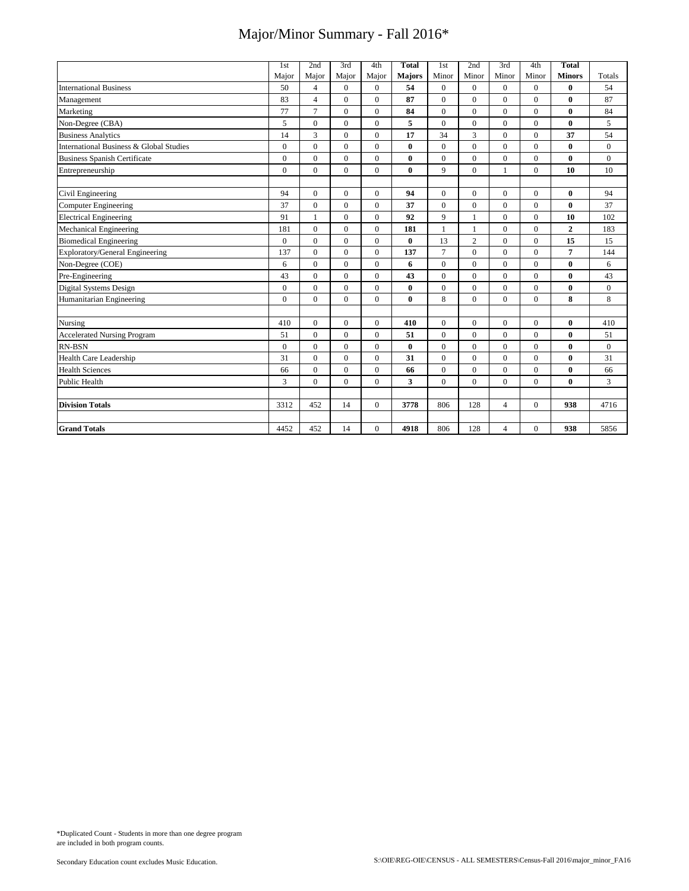# Major/Minor Summary - Fall 2016*

| | 1st Major | 2nd Major | 3rd Major | 4th Major | **Total Majors** | 1st Minor | 2nd Minor | 3rd Minor | 4th Minor | **Total Minors** | Totals |
|---|---|---|---|---|---|---|---|---|---|---|---|
| International Business | 50 | 4 | 0 | 0 | **54** | 0 | 0 | 0 | 0 | **0** | 54 |
| Management | 83 | 4 | 0 | 0 | **87** | 0 | 0 | 0 | 0 | **0** | 87 |
| Marketing | 77 | 7 | 0 | 0 | **84** | 0 | 0 | 0 | 0 | **0** | 84 |
| Non-Degree (CBA) | 5 | 0 | 0 | 0 | **5** | 0 | 0 | 0 | 0 | **0** | 5 |
| Business Analytics | 14 | 3 | 0 | 0 | **17** | 34 | 3 | 0 | 0 | **37** | 54 |
| International Business & Global Studies | 0 | 0 | 0 | 0 | **0** | 0 | 0 | 0 | 0 | **0** | 0 |
| Business Spanish Certificate | 0 | 0 | 0 | 0 | **0** | 0 | 0 | 0 | 0 | **0** | 0 |
| Entrepreneurship | 0 | 0 | 0 | 0 | **0** | 9 | 0 | 1 | 0 | **10** | 10 |
| | | | | | | | | | | | |
| Civil Engineering | 94 | 0 | 0 | 0 | **94** | 0 | 0 | 0 | 0 | **0** | 94 |
| Computer Engineering | 37 | 0 | 0 | 0 | **37** | 0 | 0 | 0 | 0 | **0** | 37 |
| Electrical Engineering | 91 | 1 | 0 | 0 | **92** | 9 | 1 | 0 | 0 | **10** | 102 |
| Mechanical Engineering | 181 | 0 | 0 | 0 | **181** | 1 | 1 | 0 | 0 | **2** | 183 |
| Biomedical Engineering | 0 | 0 | 0 | 0 | **0** | 13 | 2 | 0 | 0 | **15** | 15 |
| Exploratory/General Engineering | 137 | 0 | 0 | 0 | **137** | 7 | 0 | 0 | 0 | **7** | 144 |
| Non-Degree (COE) | 6 | 0 | 0 | 0 | **6** | 0 | 0 | 0 | 0 | **0** | 6 |
| Pre-Engineering | 43 | 0 | 0 | 0 | **43** | 0 | 0 | 0 | 0 | **0** | 43 |
| Digital Systems Design | 0 | 0 | 0 | 0 | **0** | 0 | 0 | 0 | 0 | **0** | 0 |
| Humanitarian Engineering | 0 | 0 | 0 | 0 | **0** | 8 | 0 | 0 | 0 | **8** | 8 |
| | | | | | | | | | | | |
| Nursing | 410 | 0 | 0 | 0 | **410** | 0 | 0 | 0 | 0 | **0** | 410 |
| Accelerated Nursing Program | 51 | 0 | 0 | 0 | **51** | 0 | 0 | 0 | 0 | **0** | 51 |
| RN-BSN | 0 | 0 | 0 | 0 | **0** | 0 | 0 | 0 | 0 | **0** | 0 |
| Health Care Leadership | 31 | 0 | 0 | 0 | **31** | 0 | 0 | 0 | 0 | **0** | 31 |
| Health Sciences | 66 | 0 | 0 | 0 | **66** | 0 | 0 | 0 | 0 | **0** | 66 |
| Public Health | 3 | 0 | 0 | 0 | **3** | 0 | 0 | 0 | 0 | **0** | 3 |
| | | | | | | | | | | | |
| **Division Totals** | 3312 | 452 | 14 | 0 | **3778** | 806 | 128 | 4 | 0 | **938** | 4716 |
| | | | | | | | | | | | |
| **Grand Totals** | 4452 | 452 | 14 | 0 | **4918** | 806 | 128 | 4 | 0 | **938** | 5856 |

*Duplicated Count - Students in more than one degree program are included in both program counts.

Secondary Education count excludes Music Education.

S:\OIE\REG-OIE\CENSUS - ALL SEMESTERS\Census-Fall 2016\major_minor_FA16